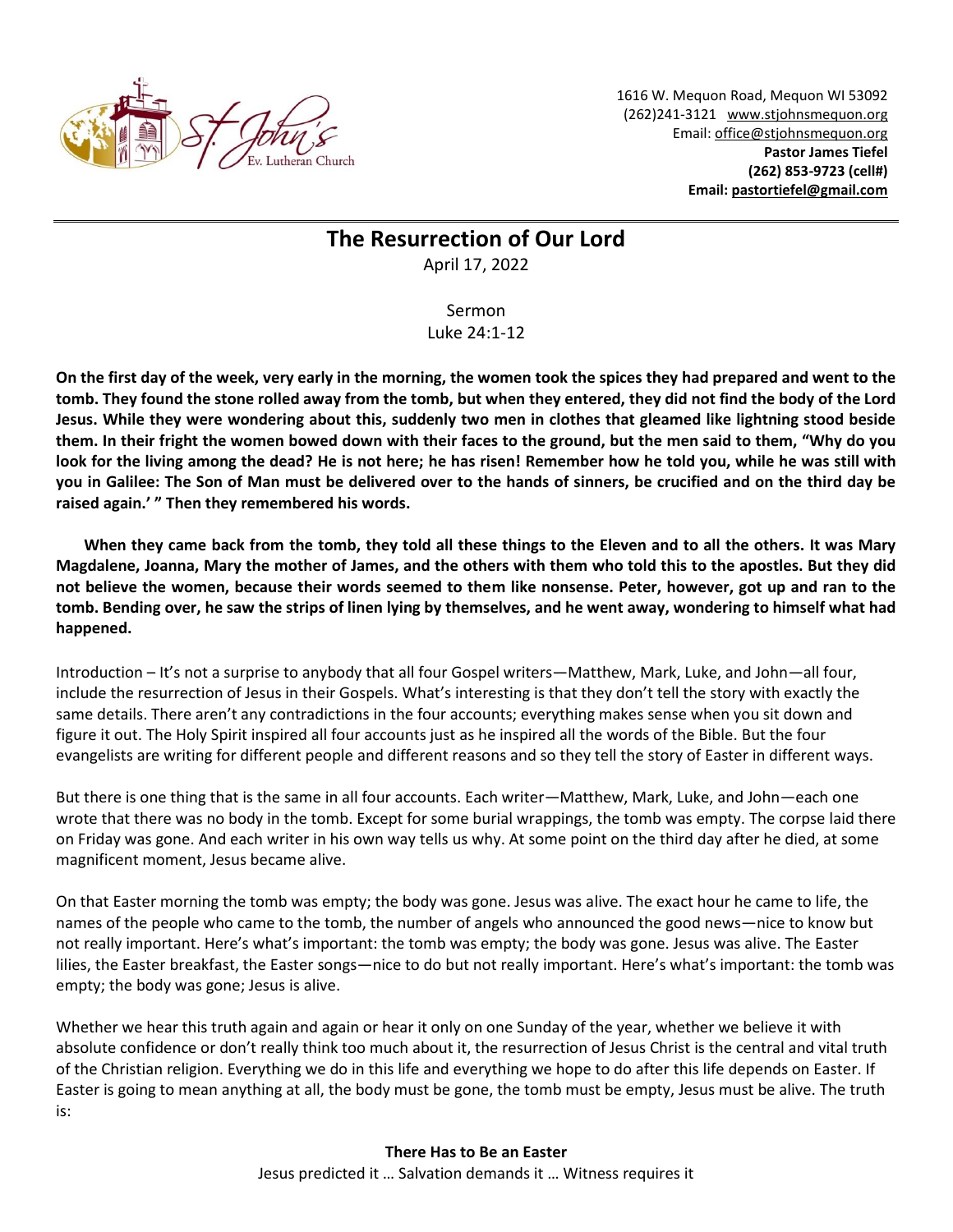1616 W. Mequon Road, Mequon WI 53092
(262)241-3121 www.stjohnsmequon.org
Email: office@stjohnsmequon.org
**Pastor James Tiefel**
**(262) 853-9723 (cell#)**
**Email: pastortiefel@gmail.com**

---

# The Resurrection of Our Lord

April 17, 2022

Sermon
Luke 24:1-12

**On the first day of the week, very early in the morning, the women took the spices they had prepared and went to the tomb. They found the stone rolled away from the tomb, but when they entered, they did not find the body of the Lord Jesus. While they were wondering about this, suddenly two men in clothes that gleamed like lightning stood beside them. In their fright the women bowed down with their faces to the ground, but the men said to them, "Why do you look for the living among the dead? He is not here; he has risen! Remember how he told you, while he was still with you in Galilee: The Son of Man must be delivered over to the hands of sinners, be crucified and on the third day be raised again.' " Then they remembered his words.**

**When they came back from the tomb, they told all these things to the Eleven and to all the others. It was Mary Magdalene, Joanna, Mary the mother of James, and the others with them who told this to the apostles. But they did not believe the women, because their words seemed to them like nonsense. Peter, however, got up and ran to the tomb. Bending over, he saw the strips of linen lying by themselves, and he went away, wondering to himself what had happened.**

Introduction – It's not a surprise to anybody that all four Gospel writers—Matthew, Mark, Luke, and John—all four, include the resurrection of Jesus in their Gospels. What's interesting is that they don't tell the story with exactly the same details. There aren't any contradictions in the four accounts; everything makes sense when you sit down and figure it out. The Holy Spirit inspired all four accounts just as he inspired all the words of the Bible. But the four evangelists are writing for different people and different reasons and so they tell the story of Easter in different ways.

But there is one thing that is the same in all four accounts. Each writer—Matthew, Mark, Luke, and John—each one wrote that there was no body in the tomb. Except for some burial wrappings, the tomb was empty. The corpse laid there on Friday was gone. And each writer in his own way tells us why. At some point on the third day after he died, at some magnificent moment, Jesus became alive.

On that Easter morning the tomb was empty; the body was gone. Jesus was alive. The exact hour he came to life, the names of the people who came to the tomb, the number of angels who announced the good news—nice to know but not really important. Here's what's important: the tomb was empty; the body was gone. Jesus was alive. The Easter lilies, the Easter breakfast, the Easter songs—nice to do but not really important. Here's what's important: the tomb was empty; the body was gone; Jesus is alive.

Whether we hear this truth again and again or hear it only on one Sunday of the year, whether we believe it with absolute confidence or don't really think too much about it, the resurrection of Jesus Christ is the central and vital truth of the Christian religion. Everything we do in this life and everything we hope to do after this life depends on Easter. If Easter is going to mean anything at all, the body must be gone, the tomb must be empty, Jesus must be alive. The truth is:

**There Has to Be an Easter**
Jesus predicted it … Salvation demands it … Witness requires it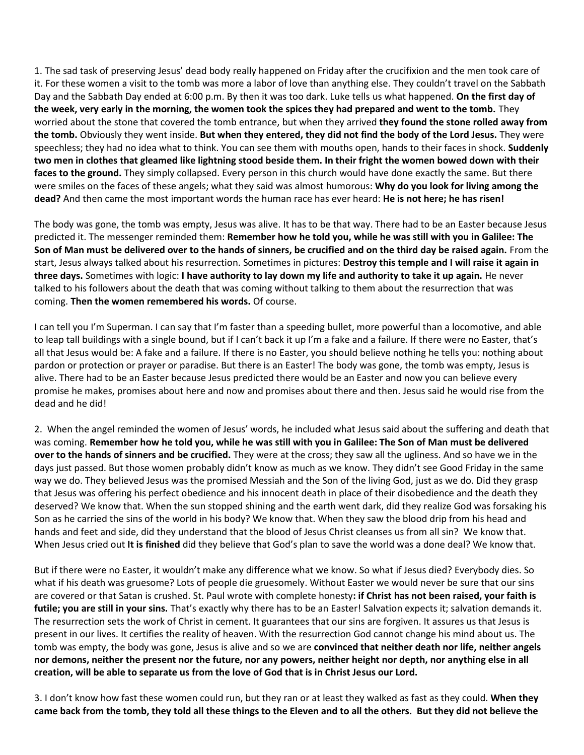1. The sad task of preserving Jesus' dead body really happened on Friday after the crucifixion and the men took care of it. For these women a visit to the tomb was more a labor of love than anything else. They couldn't travel on the Sabbath Day and the Sabbath Day ended at 6:00 p.m. By then it was too dark. Luke tells us what happened. **On the first day of the week, very early in the morning, the women took the spices they had prepared and went to the tomb.** They worried about the stone that covered the tomb entrance, but when they arrived **they found the stone rolled away from the tomb.** Obviously they went inside. **But when they entered, they did not find the body of the Lord Jesus.** They were speechless; they had no idea what to think. You can see them with mouths open, hands to their faces in shock. **Suddenly two men in clothes that gleamed like lightning stood beside them. In their fright the women bowed down with their faces to the ground.** They simply collapsed. Every person in this church would have done exactly the same. But there were smiles on the faces of these angels; what they said was almost humorous: **Why do you look for living among the dead?** And then came the most important words the human race has ever heard: **He is not here; he has risen!**

The body was gone, the tomb was empty, Jesus was alive. It has to be that way. There had to be an Easter because Jesus predicted it. The messenger reminded them: **Remember how he told you, while he was still with you in Galilee: The Son of Man must be delivered over to the hands of sinners, be crucified and on the third day be raised again.** From the start, Jesus always talked about his resurrection. Sometimes in pictures: **Destroy this temple and I will raise it again in three days.** Sometimes with logic: **I have authority to lay down my life and authority to take it up again.** He never talked to his followers about the death that was coming without talking to them about the resurrection that was coming. **Then the women remembered his words.** Of course.

I can tell you I'm Superman. I can say that I'm faster than a speeding bullet, more powerful than a locomotive, and able to leap tall buildings with a single bound, but if I can't back it up I'm a fake and a failure. If there were no Easter, that's all that Jesus would be: A fake and a failure. If there is no Easter, you should believe nothing he tells you: nothing about pardon or protection or prayer or paradise. But there is an Easter! The body was gone, the tomb was empty, Jesus is alive. There had to be an Easter because Jesus predicted there would be an Easter and now you can believe every promise he makes, promises about here and now and promises about there and then. Jesus said he would rise from the dead and he did!

2. When the angel reminded the women of Jesus' words, he included what Jesus said about the suffering and death that was coming. **Remember how he told you, while he was still with you in Galilee: The Son of Man must be delivered over to the hands of sinners and be crucified.** They were at the cross; they saw all the ugliness. And so have we in the days just passed. But those women probably didn't know as much as we know. They didn't see Good Friday in the same way we do. They believed Jesus was the promised Messiah and the Son of the living God, just as we do. Did they grasp that Jesus was offering his perfect obedience and his innocent death in place of their disobedience and the death they deserved? We know that. When the sun stopped shining and the earth went dark, did they realize God was forsaking his Son as he carried the sins of the world in his body? We know that. When they saw the blood drip from his head and hands and feet and side, did they understand that the blood of Jesus Christ cleanses us from all sin? We know that. When Jesus cried out **It is finished** did they believe that God's plan to save the world was a done deal? We know that.

But if there were no Easter, it wouldn't make any difference what we know. So what if Jesus died? Everybody dies. So what if his death was gruesome? Lots of people die gruesomely. Without Easter we would never be sure that our sins are covered or that Satan is crushed. St. Paul wrote with complete honesty**: if Christ has not been raised, your faith is futile; you are still in your sins.** That's exactly why there has to be an Easter! Salvation expects it; salvation demands it. The resurrection sets the work of Christ in cement. It guarantees that our sins are forgiven. It assures us that Jesus is present in our lives. It certifies the reality of heaven. With the resurrection God cannot change his mind about us. The tomb was empty, the body was gone, Jesus is alive and so we are **convinced that neither death nor life, neither angels nor demons, neither the present nor the future, nor any powers, neither height nor depth, nor anything else in all creation, will be able to separate us from the love of God that is in Christ Jesus our Lord.**

3. I don't know how fast these women could run, but they ran or at least they walked as fast as they could. **When they came back from the tomb, they told all these things to the Eleven and to all the others. But they did not believe the**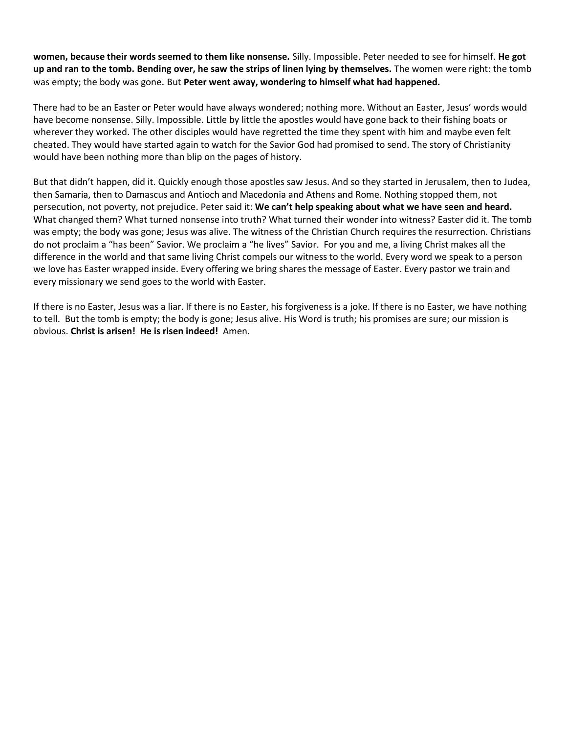**women, because their words seemed to them like nonsense.** Silly. Impossible. Peter needed to see for himself. **He got up and ran to the tomb. Bending over, he saw the strips of linen lying by themselves.** The women were right: the tomb was empty; the body was gone. But **Peter went away, wondering to himself what had happened.**

There had to be an Easter or Peter would have always wondered; nothing more. Without an Easter, Jesus' words would have become nonsense. Silly. Impossible. Little by little the apostles would have gone back to their fishing boats or wherever they worked. The other disciples would have regretted the time they spent with him and maybe even felt cheated. They would have started again to watch for the Savior God had promised to send. The story of Christianity would have been nothing more than blip on the pages of history.

But that didn't happen, did it. Quickly enough those apostles saw Jesus. And so they started in Jerusalem, then to Judea, then Samaria, then to Damascus and Antioch and Macedonia and Athens and Rome. Nothing stopped them, not persecution, not poverty, not prejudice. Peter said it: **We can't help speaking about what we have seen and heard.** What changed them? What turned nonsense into truth? What turned their wonder into witness? Easter did it. The tomb was empty; the body was gone; Jesus was alive. The witness of the Christian Church requires the resurrection. Christians do not proclaim a "has been" Savior. We proclaim a "he lives" Savior. For you and me, a living Christ makes all the difference in the world and that same living Christ compels our witness to the world. Every word we speak to a person we love has Easter wrapped inside. Every offering we bring shares the message of Easter. Every pastor we train and every missionary we send goes to the world with Easter.

If there is no Easter, Jesus was a liar. If there is no Easter, his forgiveness is a joke. If there is no Easter, we have nothing to tell. But the tomb is empty; the body is gone; Jesus alive. His Word is truth; his promises are sure; our mission is obvious. **Christ is arisen! He is risen indeed!** Amen.